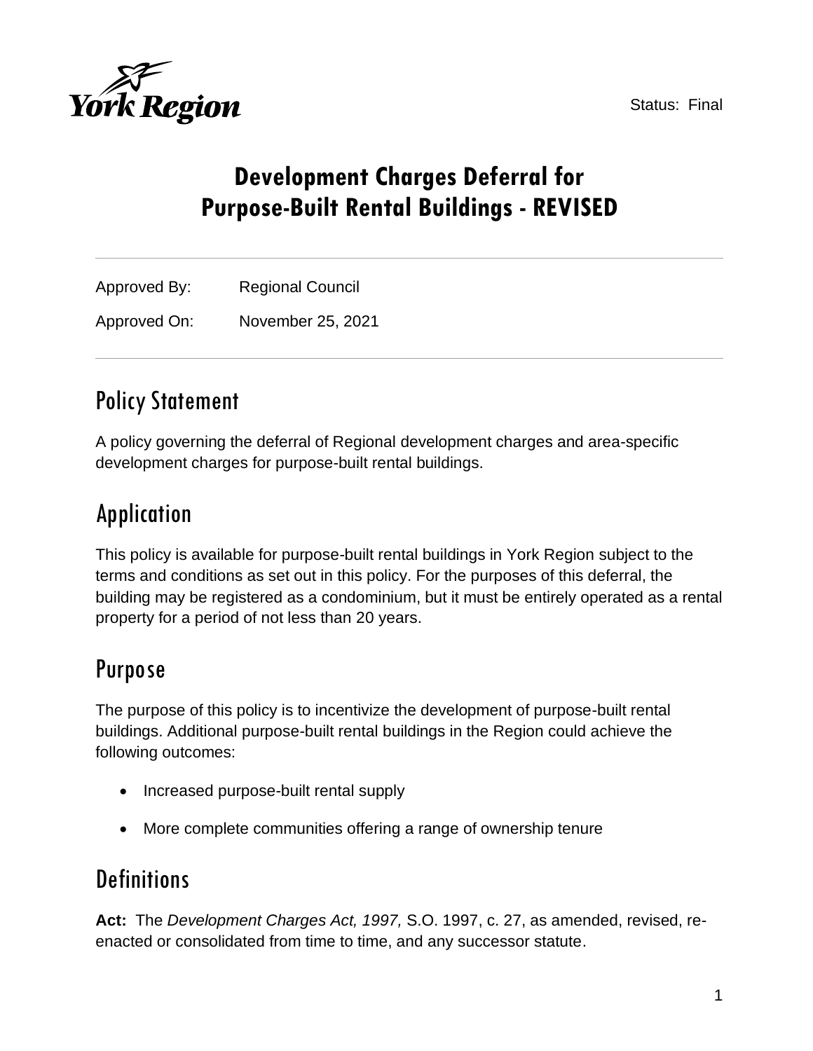Status: Final

# Development Charges Deferral for Purpose-Built Rental Buildings - REVISED

Approved By: Regional Council

Approved On: November 25, 2021

## Policy Statement

A policy governing the deferral of Regional development charges and area-specific development charges for purpose-built rental buildings.

## Application

This policy is available for purpose-built rental buildings in York Region subject to the terms and conditions as set out in this policy. For the purposes of this deferral, the building may be registered as a condominium, but it must be entirely operated as a rental property for a period of not less than 20 years.

## Purpose

The purpose of this policy is to incentivize the development of purpose-built rental buildings. Additional purpose-built rental buildings in the Region could achieve the following outcomes:

- Increased purpose-built rental supply
- More complete communities offering a range of ownership tenure

## Definitions

**Act:** The *Development Charges Act, 1997,* S.O. 1997, c. 27, as amended, revised, re-enacted or consolidated from time to time, and any successor statute.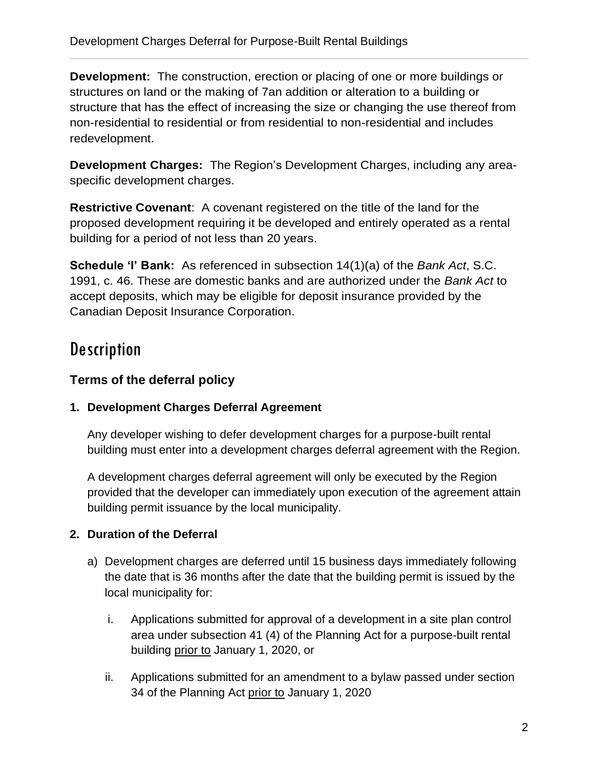**Development:** The construction, erection or placing of one or more buildings or structures on land or the making of 7an addition or alteration to a building or structure that has the effect of increasing the size or changing the use thereof from non-residential to residential or from residential to non-residential and includes redevelopment.

**Development Charges:** The Region's Development Charges, including any area-specific development charges.

**Restrictive Covenant**: A covenant registered on the title of the land for the proposed development requiring it be developed and entirely operated as a rental building for a period of not less than 20 years.

**Schedule 'I' Bank:** As referenced in subsection 14(1)(a) of the *Bank Act*, S.C. 1991, c. 46. These are domestic banks and are authorized under the *Bank Act* to accept deposits, which may be eligible for deposit insurance provided by the Canadian Deposit Insurance Corporation.

# Description

### Terms of the deferral policy

**1. Development Charges Deferral Agreement**

Any developer wishing to defer development charges for a purpose-built rental building must enter into a development charges deferral agreement with the Region.

A development charges deferral agreement will only be executed by the Region provided that the developer can immediately upon execution of the agreement attain building permit issuance by the local municipality.

**2. Duration of the Deferral**

a) Development charges are deferred until 15 business days immediately following the date that is 36 months after the date that the building permit is issued by the local municipality for:

   i. Applications submitted for approval of a development in a site plan control area under subsection 41 (4) of the Planning Act for a purpose-built rental building <u>prior to</u> January 1, 2020, or

   ii. Applications submitted for an amendment to a bylaw passed under section 34 of the Planning Act <u>prior to</u> January 1, 2020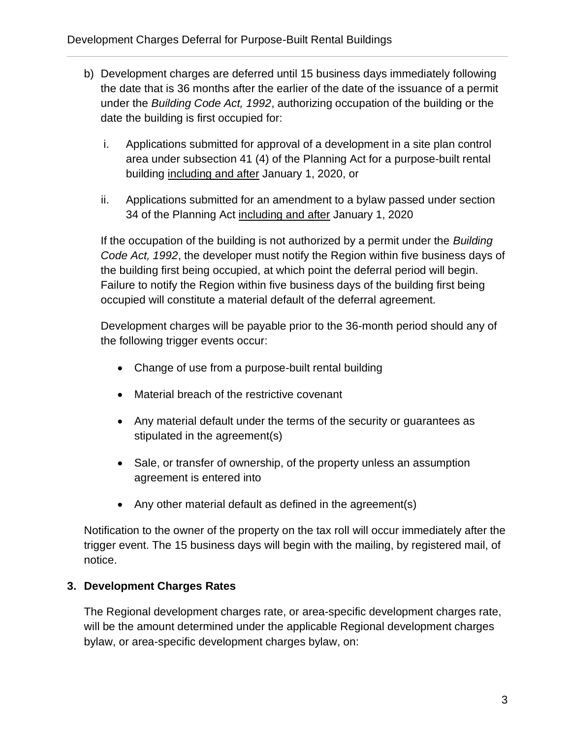b) Development charges are deferred until 15 business days immediately following the date that is 36 months after the earlier of the date of the issuance of a permit under the *Building Code Act, 1992*, authorizing occupation of the building or the date the building is first occupied for:

   i. Applications submitted for approval of a development in a site plan control area under subsection 41 (4) of the Planning Act for a purpose-built rental building <u>including and after</u> January 1, 2020, or

   ii. Applications submitted for an amendment to a bylaw passed under section 34 of the Planning Act <u>including and after</u> January 1, 2020

   If the occupation of the building is not authorized by a permit under the *Building Code Act, 1992*, the developer must notify the Region within five business days of the building first being occupied, at which point the deferral period will begin. Failure to notify the Region within five business days of the building first being occupied will constitute a material default of the deferral agreement.

   Development charges will be payable prior to the 36-month period should any of the following trigger events occur:

   - Change of use from a purpose-built rental building
   - Material breach of the restrictive covenant
   - Any material default under the terms of the security or guarantees as stipulated in the agreement(s)
   - Sale, or transfer of ownership, of the property unless an assumption agreement is entered into
   - Any other material default as defined in the agreement(s)

Notification to the owner of the property on the tax roll will occur immediately after the trigger event. The 15 business days will begin with the mailing, by registered mail, of notice.

### 3. Development Charges Rates

The Regional development charges rate, or area-specific development charges rate, will be the amount determined under the applicable Regional development charges bylaw, or area-specific development charges bylaw, on: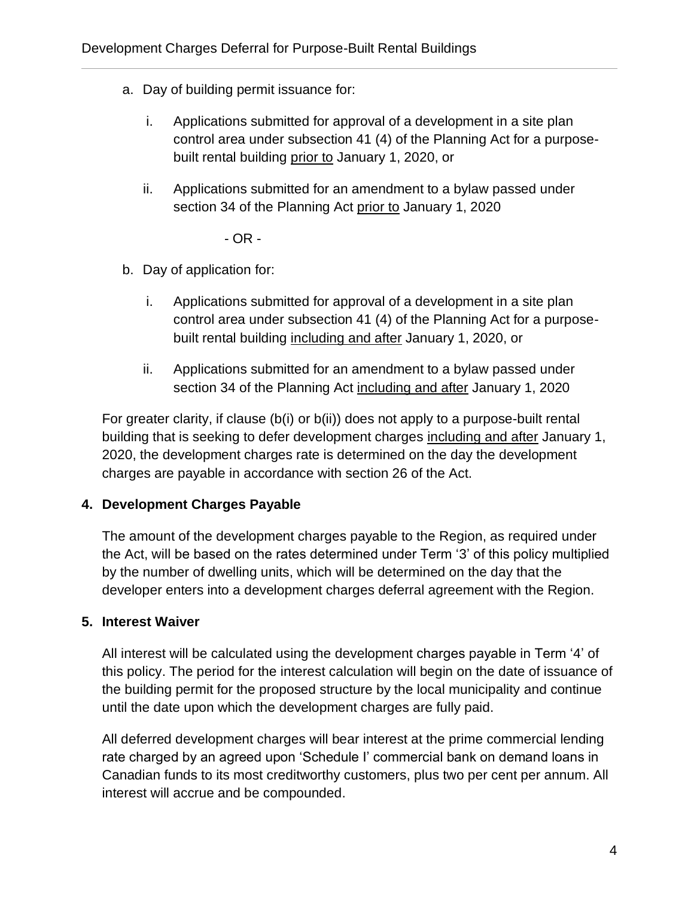a. Day of building permit issuance for:

   i. Applications submitted for approval of a development in a site plan control area under subsection 41 (4) of the Planning Act for a purpose-built rental building <u>prior to</u> January 1, 2020, or

   ii. Applications submitted for an amendment to a bylaw passed under section 34 of the Planning Act <u>prior to</u> January 1, 2020

- OR -

b. Day of application for:

   i. Applications submitted for approval of a development in a site plan control area under subsection 41 (4) of the Planning Act for a purpose-built rental building <u>including and after</u> January 1, 2020, or

   ii. Applications submitted for an amendment to a bylaw passed under section 34 of the Planning Act <u>including and after</u> January 1, 2020

For greater clarity, if clause (b(i) or b(ii)) does not apply to a purpose-built rental building that is seeking to defer development charges <u>including and after</u> January 1, 2020, the development charges rate is determined on the day the development charges are payable in accordance with section 26 of the Act.

**4. Development Charges Payable**

The amount of the development charges payable to the Region, as required under the Act, will be based on the rates determined under Term '3' of this policy multiplied by the number of dwelling units, which will be determined on the day that the developer enters into a development charges deferral agreement with the Region.

**5. Interest Waiver**

All interest will be calculated using the development charges payable in Term '4' of this policy. The period for the interest calculation will begin on the date of issuance of the building permit for the proposed structure by the local municipality and continue until the date upon which the development charges are fully paid.

All deferred development charges will bear interest at the prime commercial lending rate charged by an agreed upon 'Schedule I' commercial bank on demand loans in Canadian funds to its most creditworthy customers, plus two per cent per annum. All interest will accrue and be compounded.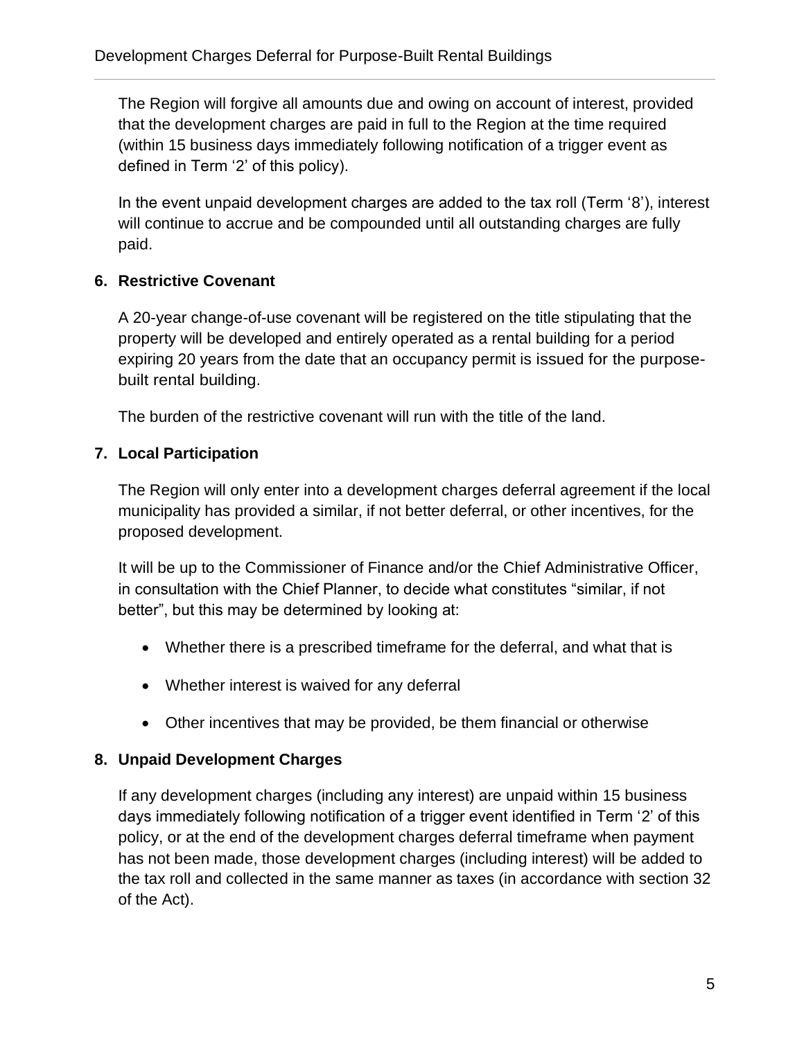The Region will forgive all amounts due and owing on account of interest, provided that the development charges are paid in full to the Region at the time required (within 15 business days immediately following notification of a trigger event as defined in Term '2' of this policy).

In the event unpaid development charges are added to the tax roll (Term '8'), interest will continue to accrue and be compounded until all outstanding charges are fully paid.

### 6. Restrictive Covenant

A 20-year change-of-use covenant will be registered on the title stipulating that the property will be developed and entirely operated as a rental building for a period expiring 20 years from the date that an occupancy permit is issued for the purpose-built rental building.

The burden of the restrictive covenant will run with the title of the land.

### 7. Local Participation

The Region will only enter into a development charges deferral agreement if the local municipality has provided a similar, if not better deferral, or other incentives, for the proposed development.

It will be up to the Commissioner of Finance and/or the Chief Administrative Officer, in consultation with the Chief Planner, to decide what constitutes "similar, if not better", but this may be determined by looking at:

- Whether there is a prescribed timeframe for the deferral, and what that is
- Whether interest is waived for any deferral
- Other incentives that may be provided, be them financial or otherwise

### 8. Unpaid Development Charges

If any development charges (including any interest) are unpaid within 15 business days immediately following notification of a trigger event identified in Term '2' of this policy, or at the end of the development charges deferral timeframe when payment has not been made, those development charges (including interest) will be added to the tax roll and collected in the same manner as taxes (in accordance with section 32 of the Act).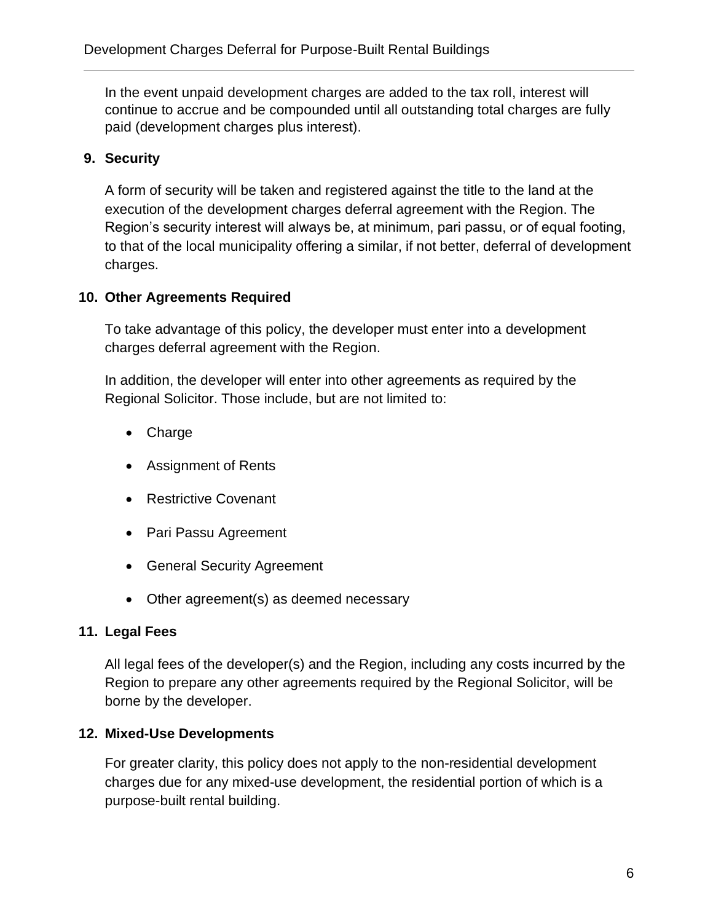In the event unpaid development charges are added to the tax roll, interest will continue to accrue and be compounded until all outstanding total charges are fully paid (development charges plus interest).

## 9. Security

A form of security will be taken and registered against the title to the land at the execution of the development charges deferral agreement with the Region. The Region's security interest will always be, at minimum, pari passu, or of equal footing, to that of the local municipality offering a similar, if not better, deferral of development charges.

## 10. Other Agreements Required

To take advantage of this policy, the developer must enter into a development charges deferral agreement with the Region.

In addition, the developer will enter into other agreements as required by the Regional Solicitor. Those include, but are not limited to:

- Charge
- Assignment of Rents
- Restrictive Covenant
- Pari Passu Agreement
- General Security Agreement
- Other agreement(s) as deemed necessary

## 11. Legal Fees

All legal fees of the developer(s) and the Region, including any costs incurred by the Region to prepare any other agreements required by the Regional Solicitor, will be borne by the developer.

## 12. Mixed-Use Developments

For greater clarity, this policy does not apply to the non-residential development charges due for any mixed-use development, the residential portion of which is a purpose-built rental building.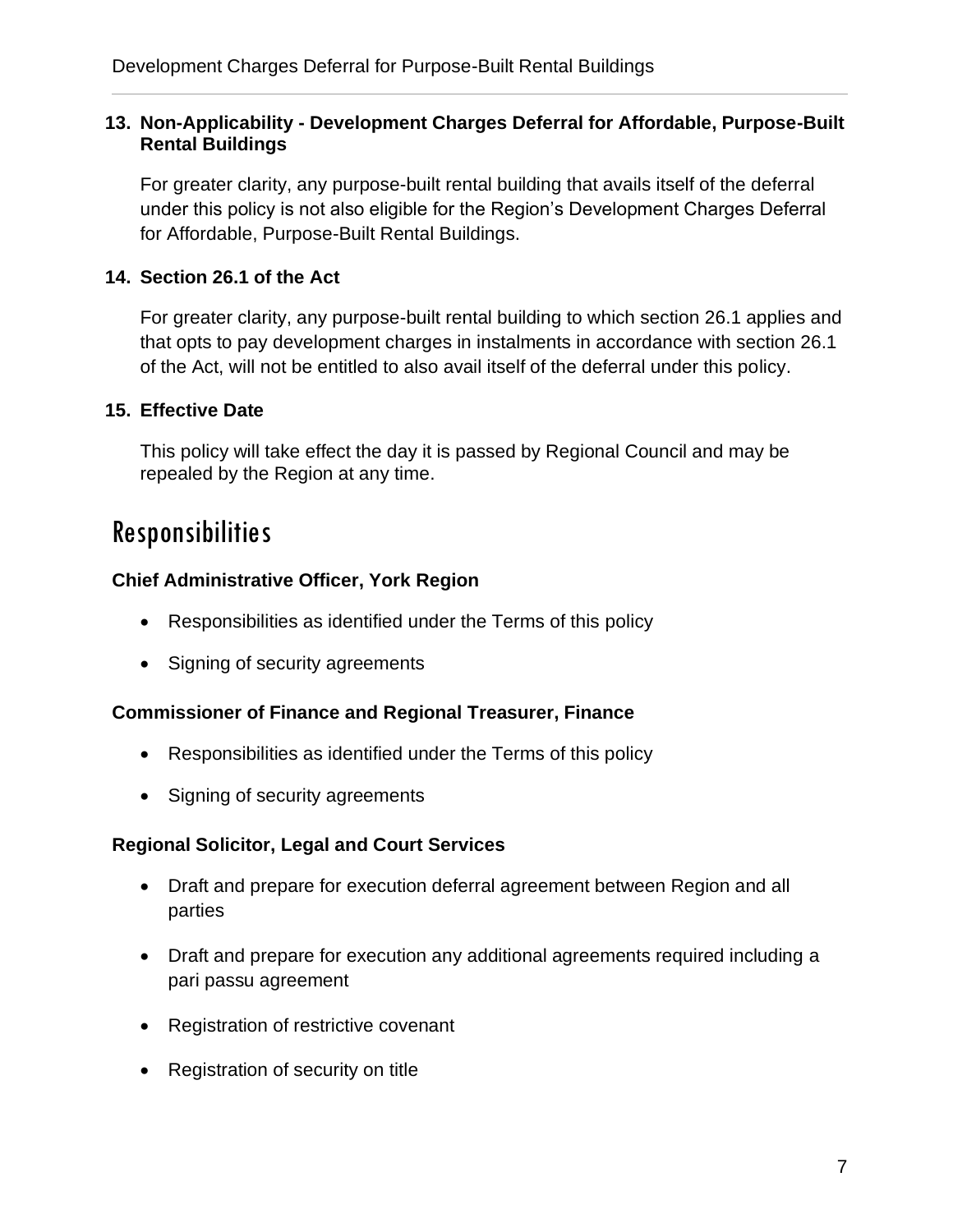**13. Non-Applicability - Development Charges Deferral for Affordable, Purpose-Built Rental Buildings**

For greater clarity, any purpose-built rental building that avails itself of the deferral under this policy is not also eligible for the Region's Development Charges Deferral for Affordable, Purpose-Built Rental Buildings.

**14. Section 26.1 of the Act**

For greater clarity, any purpose-built rental building to which section 26.1 applies and that opts to pay development charges in instalments in accordance with section 26.1 of the Act, will not be entitled to also avail itself of the deferral under this policy.

**15. Effective Date**

This policy will take effect the day it is passed by Regional Council and may be repealed by the Region at any time.

# Responsibilities

**Chief Administrative Officer, York Region**

- Responsibilities as identified under the Terms of this policy
- Signing of security agreements

**Commissioner of Finance and Regional Treasurer, Finance**

- Responsibilities as identified under the Terms of this policy
- Signing of security agreements

**Regional Solicitor, Legal and Court Services**

- Draft and prepare for execution deferral agreement between Region and all parties
- Draft and prepare for execution any additional agreements required including a pari passu agreement
- Registration of restrictive covenant
- Registration of security on title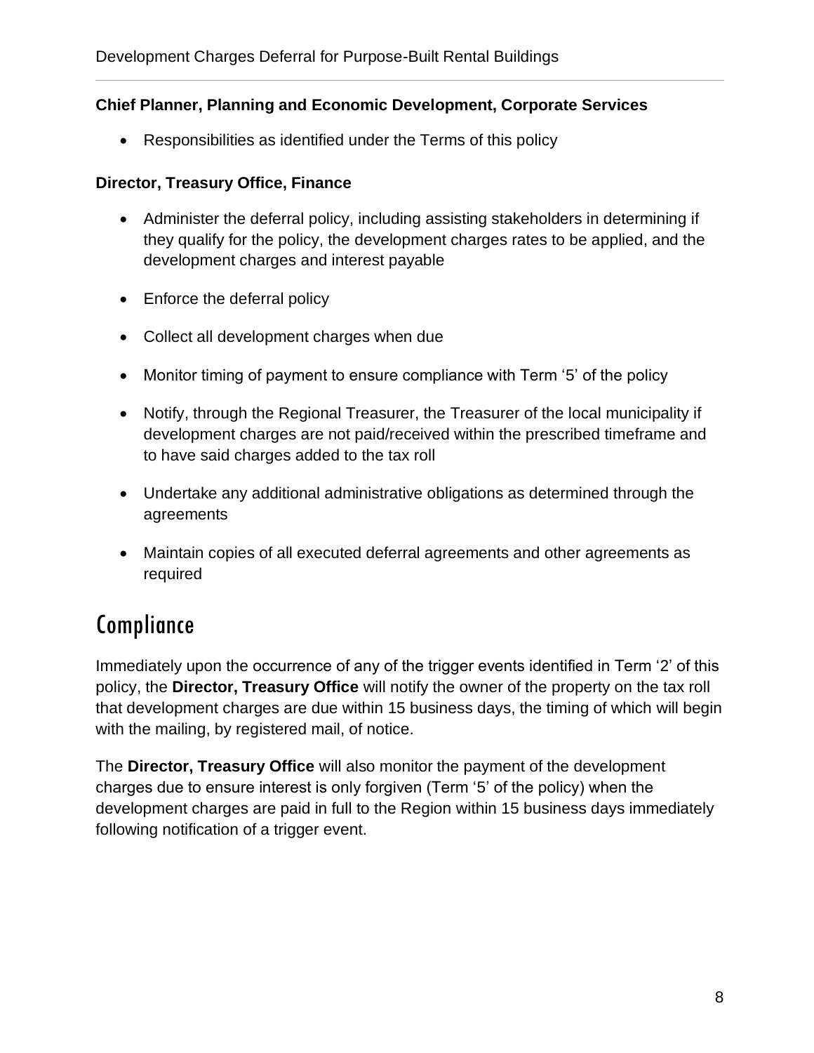**Chief Planner, Planning and Economic Development, Corporate Services**

- Responsibilities as identified under the Terms of this policy

**Director, Treasury Office, Finance**

- Administer the deferral policy, including assisting stakeholders in determining if they qualify for the policy, the development charges rates to be applied, and the development charges and interest payable
- Enforce the deferral policy
- Collect all development charges when due
- Monitor timing of payment to ensure compliance with Term '5' of the policy
- Notify, through the Regional Treasurer, the Treasurer of the local municipality if development charges are not paid/received within the prescribed timeframe and to have said charges added to the tax roll
- Undertake any additional administrative obligations as determined through the agreements
- Maintain copies of all executed deferral agreements and other agreements as required

# Compliance

Immediately upon the occurrence of any of the trigger events identified in Term '2' of this policy, the **Director, Treasury Office** will notify the owner of the property on the tax roll that development charges are due within 15 business days, the timing of which will begin with the mailing, by registered mail, of notice.

The **Director, Treasury Office** will also monitor the payment of the development charges due to ensure interest is only forgiven (Term '5' of the policy) when the development charges are paid in full to the Region within 15 business days immediately following notification of a trigger event.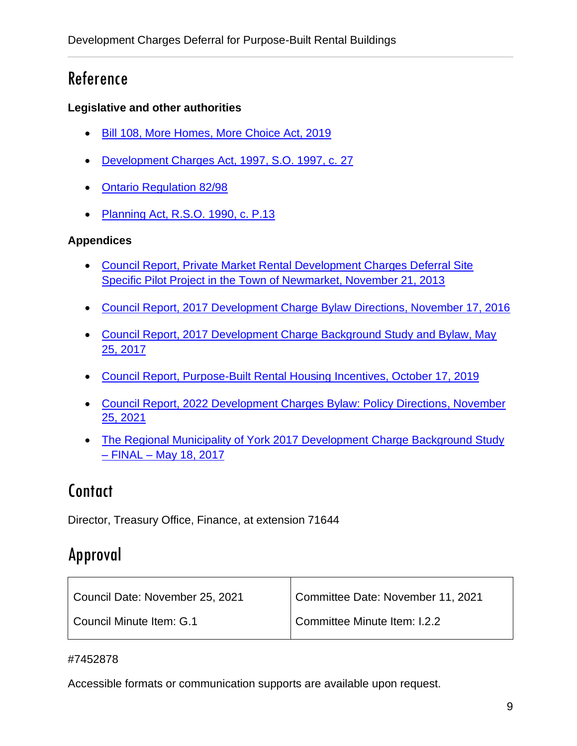# Reference

**Legislative and other authorities**

- Bill 108, More Homes, More Choice Act, 2019
- Development Charges Act, 1997, S.O. 1997, c. 27
- Ontario Regulation 82/98
- Planning Act, R.S.O. 1990, c. P.13

**Appendices**

- Council Report, Private Market Rental Development Charges Deferral Site Specific Pilot Project in the Town of Newmarket, November 21, 2013
- Council Report, 2017 Development Charge Bylaw Directions, November 17, 2016
- Council Report, 2017 Development Charge Background Study and Bylaw, May 25, 2017
- Council Report, Purpose-Built Rental Housing Incentives, October 17, 2019
- Council Report, 2022 Development Charges Bylaw: Policy Directions, November 25, 2021
- The Regional Municipality of York 2017 Development Charge Background Study – FINAL – May 18, 2017

# Contact

Director, Treasury Office, Finance, at extension 71644

# Approval

| | |
|---|---|
| Council Date: November 25, 2021<br>Council Minute Item: G.1 | Committee Date: November 11, 2021<br>Committee Minute Item: I.2.2 |

#7452878

Accessible formats or communication supports are available upon request.